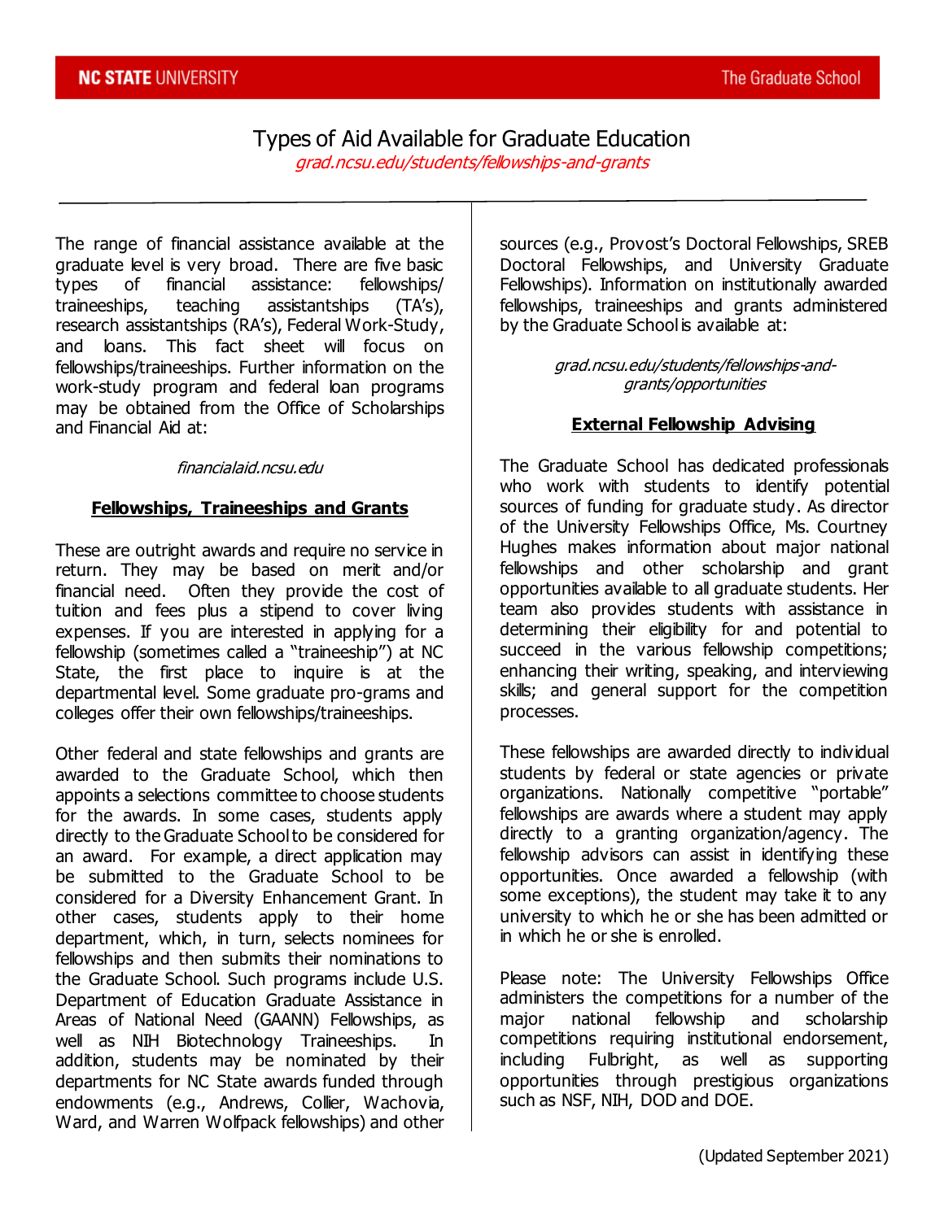# Types of Aid Available for Graduate Education

*grad.ncsu.edu/students/fellowships-and-grants*

The range of financial assistance available at the graduate level is very broad. There are five basic types of financial assistance: fellowships/ traineeships, teaching assistantships (TA's), research assistantships (RA's), Federal Work-Study, and loans. This fact sheet will focus on fellowships/traineeships. Further information on the work-study program and federal loan programs may be obtained from the Office of Scholarships and Financial Aid at:

*financialaid.ncsu.edu*

## Fellowships, Traineeships and Grants

These are outright awards and require no service in return. They may be based on merit and/or financial need. Often they provide the cost of tuition and fees plus a stipend to cover living expenses. If you are interested in applying for a fellowship (sometimes called a "traineeship") at NC State, the first place to inquire is at the departmental level. Some graduate pro-grams and colleges offer their own fellowships/traineeships.

Other federal and state fellowships and grants are awarded to the Graduate School, which then appoints a selections committee to choose students for the awards. In some cases, students apply directly to the Graduate School to be considered for an award. For example, a direct application may be submitted to the Graduate School to be considered for a Diversity Enhancement Grant. In other cases, students apply to their home department, which, in turn, selects nominees for fellowships and then submits their nominations to the Graduate School. Such programs include U.S. Department of Education Graduate Assistance in Areas of National Need (GAANN) Fellowships, as well as NIH Biotechnology Traineeships. In addition, students may be nominated by their departments for NC State awards funded through endowments (e.g., Andrews, Collier, Wachovia, Ward, and Warren Wolfpack fellowships) and other sources (e.g., Provost's Doctoral Fellowships, SREB Doctoral Fellowships, and University Graduate Fellowships). Information on institutionally awarded fellowships, traineeships and grants administered by the Graduate School is available at:

*grad.ncsu.edu/students/fellowships-and-grants/opportunities*

## External Fellowship Advising

The Graduate School has dedicated professionals who work with students to identify potential sources of funding for graduate study. As director of the University Fellowships Office, Ms. Courtney Hughes makes information about major national fellowships and other scholarship and grant opportunities available to all graduate students. Her team also provides students with assistance in determining their eligibility for and potential to succeed in the various fellowship competitions; enhancing their writing, speaking, and interviewing skills; and general support for the competition processes.

These fellowships are awarded directly to individual students by federal or state agencies or private organizations. Nationally competitive "portable" fellowships are awards where a student may apply directly to a granting organization/agency. The fellowship advisors can assist in identifying these opportunities. Once awarded a fellowship (with some exceptions), the student may take it to any university to which he or she has been admitted or in which he or she is enrolled.

Please note: The University Fellowships Office administers the competitions for a number of the major national fellowship and scholarship competitions requiring institutional endorsement, including Fulbright, as well as supporting opportunities through prestigious organizations such as NSF, NIH, DOD and DOE.

(Updated September 2021)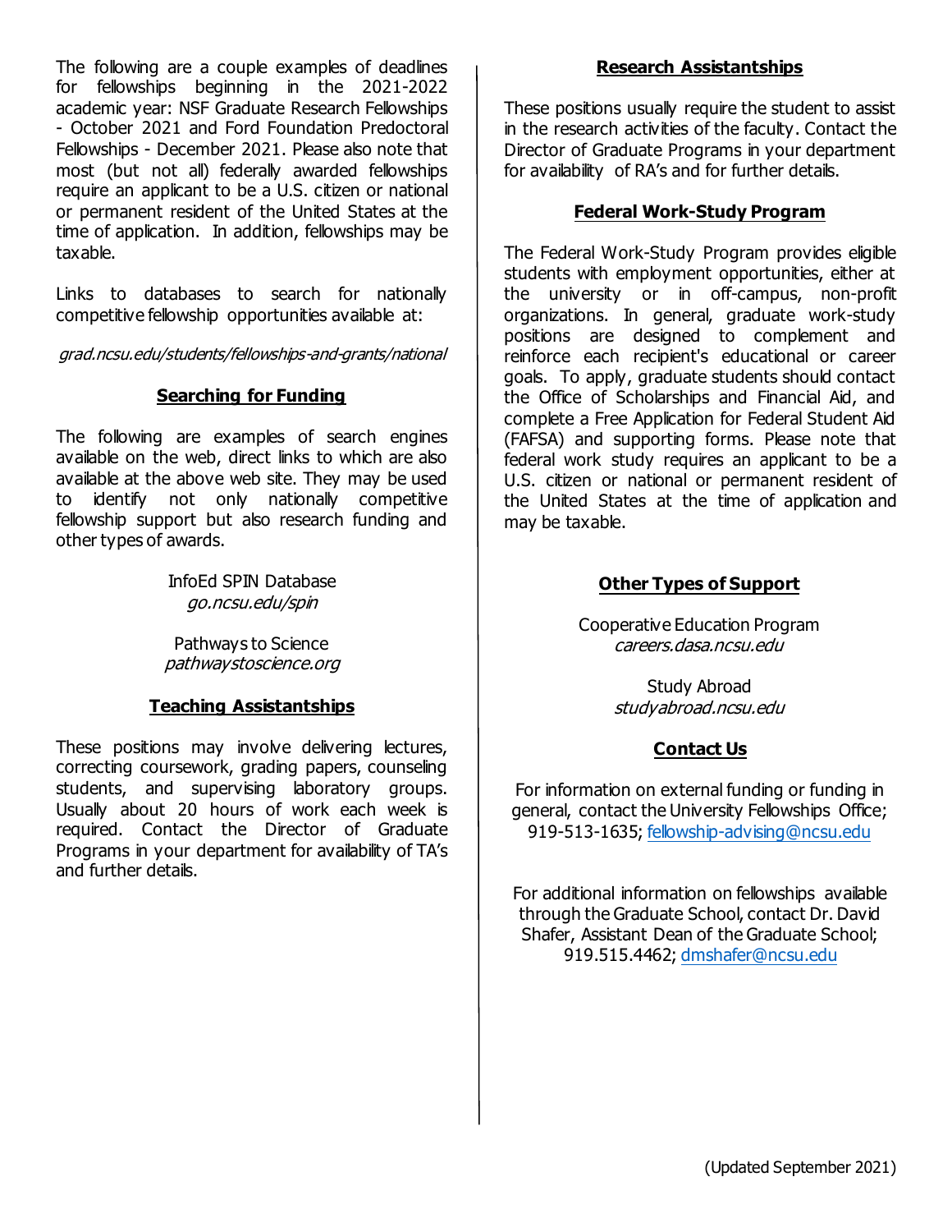The following are a couple examples of deadlines for fellowships beginning in the 2021-2022 academic year: NSF Graduate Research Fellowships - October 2021 and Ford Foundation Predoctoral Fellowships - December 2021. Please also note that most (but not all) federally awarded fellowships require an applicant to be a U.S. citizen or national or permanent resident of the United States at the time of application. In addition, fellowships may be taxable.

Links to databases to search for nationally competitive fellowship opportunities available at:

*grad.ncsu.edu/students/fellowships-and-grants/national*

## Searching for Funding

The following are examples of search engines available on the web, direct links to which are also available at the above web site. They may be used to identify not only nationally competitive fellowship support but also research funding and other types of awards.

InfoEd SPIN Database
*go.ncsu.edu/spin*

Pathways to Science
*pathwaystoscience.org*

## Teaching Assistantships

These positions may involve delivering lectures, correcting coursework, grading papers, counseling students, and supervising laboratory groups. Usually about 20 hours of work each week is required. Contact the Director of Graduate Programs in your department for availability of TA's and further details.

## Research Assistantships

These positions usually require the student to assist in the research activities of the faculty. Contact the Director of Graduate Programs in your department for availability of RA's and for further details.

## Federal Work-Study Program

The Federal Work-Study Program provides eligible students with employment opportunities, either at the university or in off-campus, non-profit organizations. In general, graduate work-study positions are designed to complement and reinforce each recipient's educational or career goals. To apply, graduate students should contact the Office of Scholarships and Financial Aid, and complete a Free Application for Federal Student Aid (FAFSA) and supporting forms. Please note that federal work study requires an applicant to be a U.S. citizen or national or permanent resident of the United States at the time of application and may be taxable.

## Other Types of Support

Cooperative Education Program
*careers.dasa.ncsu.edu*

Study Abroad
*studyabroad.ncsu.edu*

## Contact Us

For information on external funding or funding in general, contact the University Fellowships Office; 919-513-1635; fellowship-advising@ncsu.edu

For additional information on fellowships available through the Graduate School, contact Dr. David Shafer, Assistant Dean of the Graduate School; 919.515.4462; dmshafer@ncsu.edu

(Updated September 2021)